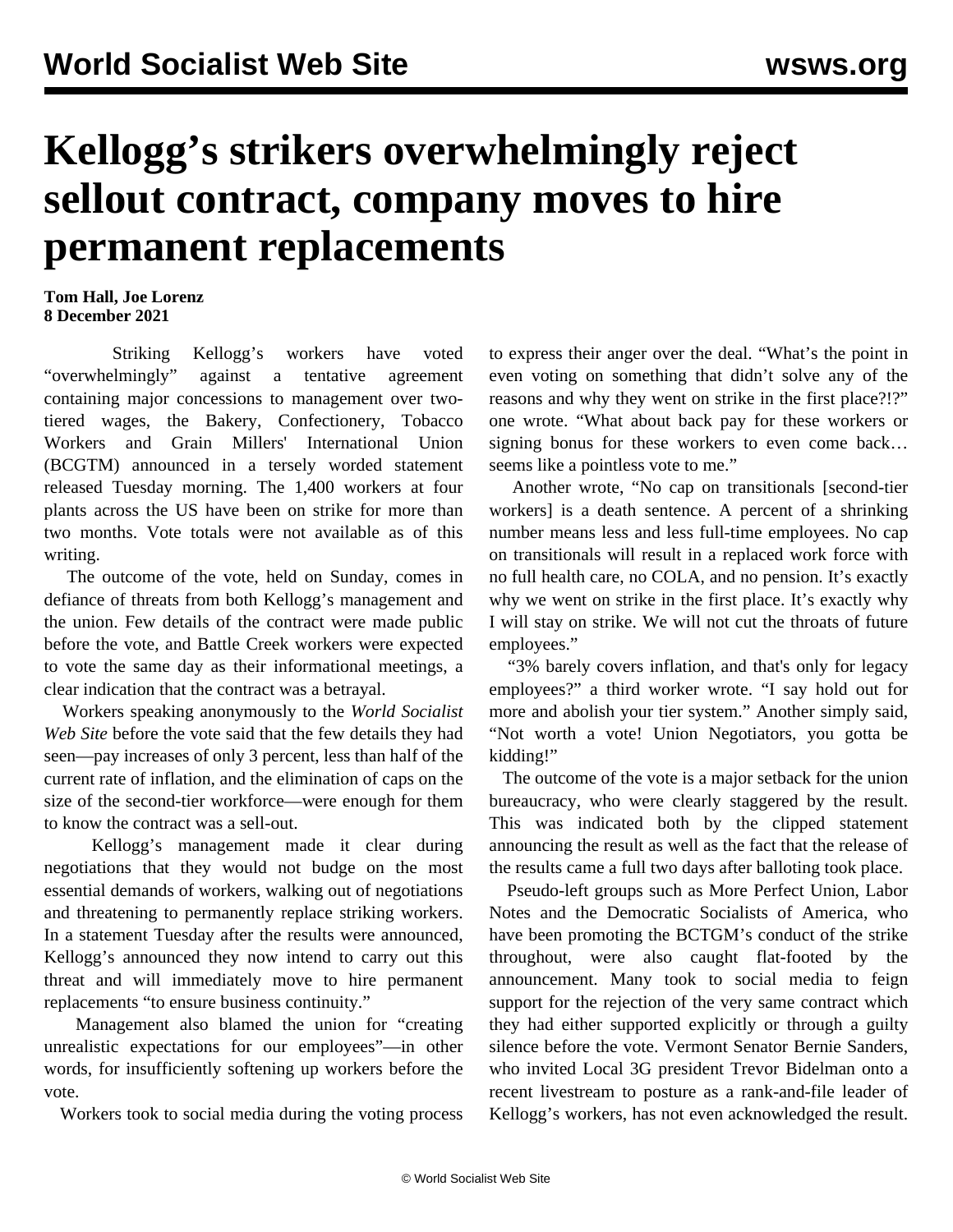# Kellogg's strikers overwhelmingly reject sellout contract, company moves to hire permanent replacements

**Tom Hall, Joe Lorenz**
**8 December 2021**

Striking Kellogg's workers have voted "overwhelmingly" against a tentative agreement containing major concessions to management over two-tiered wages, the Bakery, Confectionery, Tobacco Workers and Grain Millers' International Union (BCGTM) announced in a tersely worded statement released Tuesday morning. The 1,400 workers at four plants across the US have been on strike for more than two months. Vote totals were not available as of this writing.

The outcome of the vote, held on Sunday, comes in defiance of threats from both Kellogg's management and the union. Few details of the contract were made public before the vote, and Battle Creek workers were expected to vote the same day as their informational meetings, a clear indication that the contract was a betrayal.

Workers speaking anonymously to the *World Socialist Web Site* before the vote said that the few details they had seen—pay increases of only 3 percent, less than half of the current rate of inflation, and the elimination of caps on the size of the second-tier workforce—were enough for them to know the contract was a sell-out.

Kellogg's management made it clear during negotiations that they would not budge on the most essential demands of workers, walking out of negotiations and threatening to permanently replace striking workers. In a statement Tuesday after the results were announced, Kellogg's announced they now intend to carry out this threat and will immediately move to hire permanent replacements "to ensure business continuity."

Management also blamed the union for "creating unrealistic expectations for our employees"—in other words, for insufficiently softening up workers before the vote.

Workers took to social media during the voting process to express their anger over the deal. "What's the point in even voting on something that didn't solve any of the reasons and why they went on strike in the first place?!?" one wrote. "What about back pay for these workers or signing bonus for these workers to even come back… seems like a pointless vote to me."

Another wrote, "No cap on transitionals [second-tier workers] is a death sentence. A percent of a shrinking number means less and less full-time employees. No cap on transitionals will result in a replaced work force with no full health care, no COLA, and no pension. It's exactly why we went on strike in the first place. It's exactly why I will stay on strike. We will not cut the throats of future employees."

"3% barely covers inflation, and that's only for legacy employees?" a third worker wrote. "I say hold out for more and abolish your tier system." Another simply said, "Not worth a vote! Union Negotiators, you gotta be kidding!"

The outcome of the vote is a major setback for the union bureaucracy, who were clearly staggered by the result. This was indicated both by the clipped statement announcing the result as well as the fact that the release of the results came a full two days after balloting took place.

Pseudo-left groups such as More Perfect Union, Labor Notes and the Democratic Socialists of America, who have been promoting the BCTGM's conduct of the strike throughout, were also caught flat-footed by the announcement. Many took to social media to feign support for the rejection of the very same contract which they had either supported explicitly or through a guilty silence before the vote. Vermont Senator Bernie Sanders, who invited Local 3G president Trevor Bidelman onto a recent livestream to posture as a rank-and-file leader of Kellogg's workers, has not even acknowledged the result.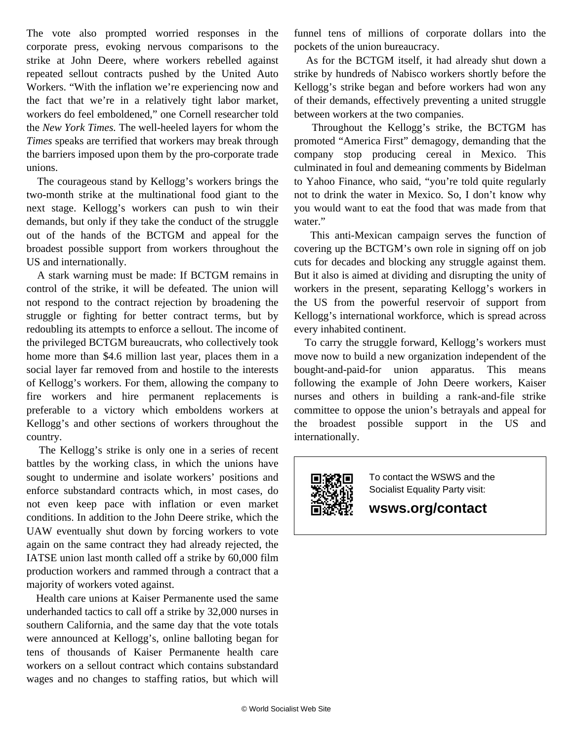The vote also prompted worried responses in the corporate press, evoking nervous comparisons to the strike at John Deere, where workers rebelled against repeated sellout contracts pushed by the United Auto Workers. “With the inflation we’re experiencing now and the fact that we’re in a relatively tight labor market, workers do feel emboldened,” one Cornell researcher told the *New York Times.* The well-heeled layers for whom the *Times* speaks are terrified that workers may break through the barriers imposed upon them by the pro-corporate trade unions.

The courageous stand by Kellogg’s workers brings the two-month strike at the multinational food giant to the next stage. Kellogg’s workers can push to win their demands, but only if they take the conduct of the struggle out of the hands of the BCTGM and appeal for the broadest possible support from workers throughout the US and internationally.

A stark warning must be made: If BCTGM remains in control of the strike, it will be defeated. The union will not respond to the contract rejection by broadening the struggle or fighting for better contract terms, but by redoubling its attempts to enforce a sellout. The income of the privileged BCTGM bureaucrats, who collectively took home more than $4.6 million last year, places them in a social layer far removed from and hostile to the interests of Kellogg’s workers. For them, allowing the company to fire workers and hire permanent replacements is preferable to a victory which emboldens workers at Kellogg’s and other sections of workers throughout the country.

The Kellogg’s strike is only one in a series of recent battles by the working class, in which the unions have sought to undermine and isolate workers’ positions and enforce substandard contracts which, in most cases, do not even keep pace with inflation or even market conditions. In addition to the John Deere strike, which the UAW eventually shut down by forcing workers to vote again on the same contract they had already rejected, the IATSE union last month called off a strike by 60,000 film production workers and rammed through a contract that a majority of workers voted against.

Health care unions at Kaiser Permanente used the same underhanded tactics to call off a strike by 32,000 nurses in southern California, and the same day that the vote totals were announced at Kellogg’s, online balloting began for tens of thousands of Kaiser Permanente health care workers on a sellout contract which contains substandard wages and no changes to staffing ratios, but which will funnel tens of millions of corporate dollars into the pockets of the union bureaucracy.

As for the BCTGM itself, it had already shut down a strike by hundreds of Nabisco workers shortly before the Kellogg’s strike began and before workers had won any of their demands, effectively preventing a united struggle between workers at the two companies.

Throughout the Kellogg’s strike, the BCTGM has promoted “America First” demagogy, demanding that the company stop producing cereal in Mexico. This culminated in foul and demeaning comments by Bidelman to Yahoo Finance, who said, “you’re told quite regularly not to drink the water in Mexico. So, I don’t know why you would want to eat the food that was made from that water.”

This anti-Mexican campaign serves the function of covering up the BCTGM’s own role in signing off on job cuts for decades and blocking any struggle against them. But it also is aimed at dividing and disrupting the unity of workers in the present, separating Kellogg’s workers in the US from the powerful reservoir of support from Kellogg’s international workforce, which is spread across every inhabited continent.

To carry the struggle forward, Kellogg’s workers must move now to build a new organization independent of the bought-and-paid-for union apparatus. This means following the example of John Deere workers, Kaiser nurses and others in building a rank-and-file strike committee to oppose the union’s betrayals and appeal for the broadest possible support in the US and internationally.

To contact the WSWS and the Socialist Equality Party visit:

**wsws.org/contact**